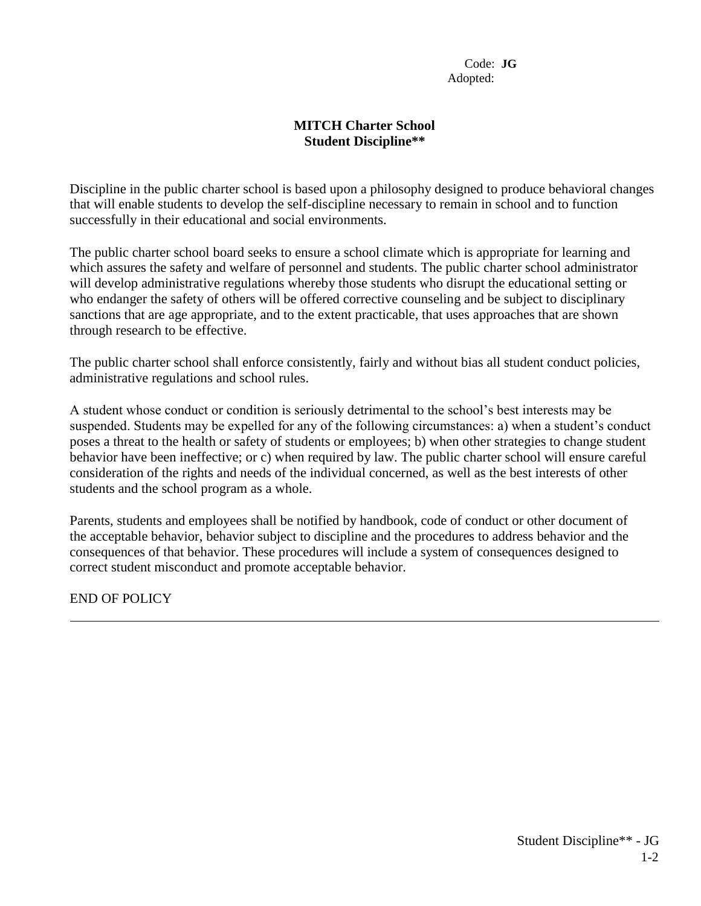Code: **JG**
Adopted:

# MITCH Charter School
## Student Discipline**

Discipline in the public charter school is based upon a philosophy designed to produce behavioral changes that will enable students to develop the self-discipline necessary to remain in school and to function successfully in their educational and social environments.

The public charter school board seeks to ensure a school climate which is appropriate for learning and which assures the safety and welfare of personnel and students. The public charter school administrator will develop administrative regulations whereby those students who disrupt the educational setting or who endanger the safety of others will be offered corrective counseling and be subject to disciplinary sanctions that are age appropriate, and to the extent practicable, that uses approaches that are shown through research to be effective.

The public charter school shall enforce consistently, fairly and without bias all student conduct policies, administrative regulations and school rules.

A student whose conduct or condition is seriously detrimental to the school's best interests may be suspended. Students may be expelled for any of the following circumstances: a) when a student's conduct poses a threat to the health or safety of students or employees; b) when other strategies to change student behavior have been ineffective; or c) when required by law. The public charter school will ensure careful consideration of the rights and needs of the individual concerned, as well as the best interests of other students and the school program as a whole.

Parents, students and employees shall be notified by handbook, code of conduct or other document of the acceptable behavior, behavior subject to discipline and the procedures to address behavior and the consequences of that behavior. These procedures will include a system of consequences designed to correct student misconduct and promote acceptable behavior.

END OF POLICY

---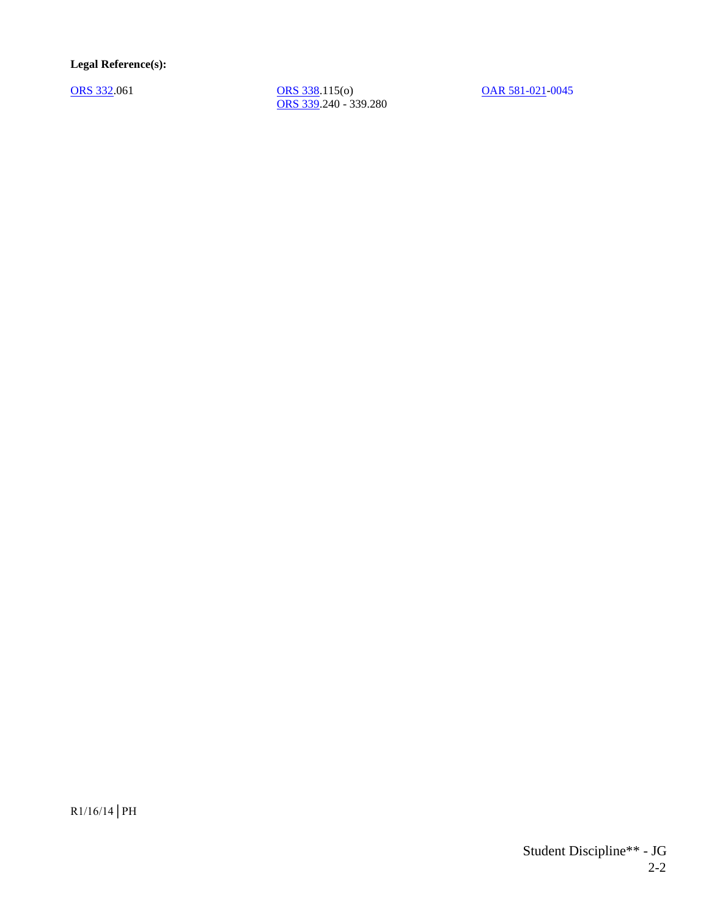**Legal Reference(s):**

| | | |
|---|---|---|
| ORS 332.061 | ORS 338.115(o)<br>ORS 339.240 - 339.280 | OAR 581-021-0045 |

R1/16/14│PH